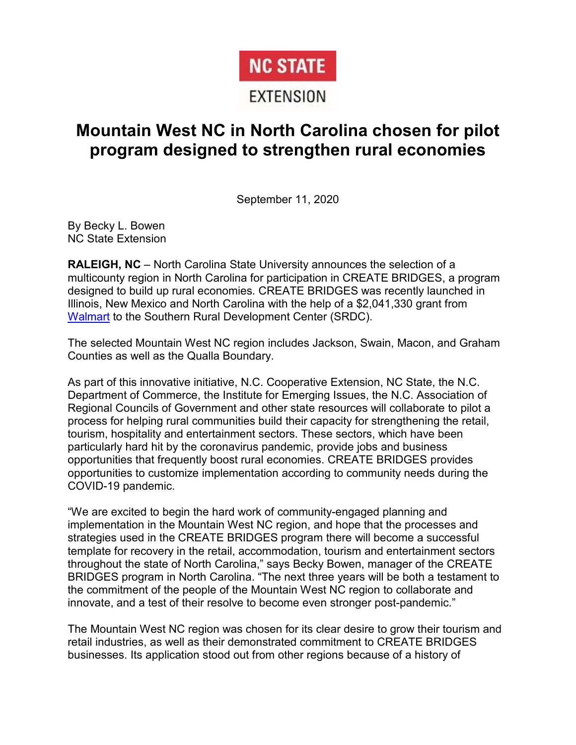NC STATE

EXTENSION

# Mountain West NC in North Carolina chosen for pilot program designed to strengthen rural economies

September 11, 2020

By Becky L. Bowen
NC State Extension

**RALEIGH, NC** – North Carolina State University announces the selection of a multicounty region in North Carolina for participation in CREATE BRIDGES, a program designed to build up rural economies. CREATE BRIDGES was recently launched in Illinois, New Mexico and North Carolina with the help of a $2,041,330 grant from Walmart to the Southern Rural Development Center (SRDC).

The selected Mountain West NC region includes Jackson, Swain, Macon, and Graham Counties as well as the Qualla Boundary.

As part of this innovative initiative, N.C. Cooperative Extension, NC State, the N.C. Department of Commerce, the Institute for Emerging Issues, the N.C. Association of Regional Councils of Government and other state resources will collaborate to pilot a process for helping rural communities build their capacity for strengthening the retail, tourism, hospitality and entertainment sectors. These sectors, which have been particularly hard hit by the coronavirus pandemic, provide jobs and business opportunities that frequently boost rural economies. CREATE BRIDGES provides opportunities to customize implementation according to community needs during the COVID-19 pandemic.

"We are excited to begin the hard work of community-engaged planning and implementation in the Mountain West NC region, and hope that the processes and strategies used in the CREATE BRIDGES program there will become a successful template for recovery in the retail, accommodation, tourism and entertainment sectors throughout the state of North Carolina," says Becky Bowen, manager of the CREATE BRIDGES program in North Carolina. "The next three years will be both a testament to the commitment of the people of the Mountain West NC region to collaborate and innovate, and a test of their resolve to become even stronger post-pandemic."

The Mountain West NC region was chosen for its clear desire to grow their tourism and retail industries, as well as their demonstrated commitment to CREATE BRIDGES businesses. Its application stood out from other regions because of a history of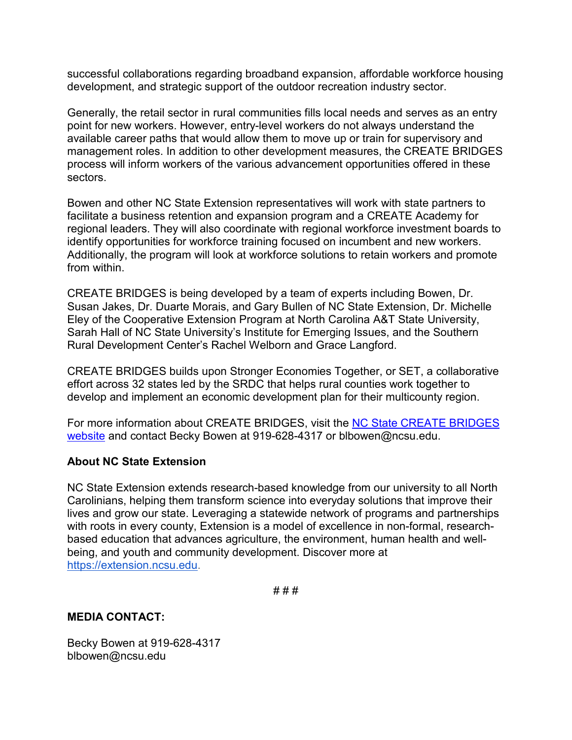successful collaborations regarding broadband expansion, affordable workforce housing development, and strategic support of the outdoor recreation industry sector.

Generally, the retail sector in rural communities fills local needs and serves as an entry point for new workers. However, entry-level workers do not always understand the available career paths that would allow them to move up or train for supervisory and management roles. In addition to other development measures, the CREATE BRIDGES process will inform workers of the various advancement opportunities offered in these sectors.

Bowen and other NC State Extension representatives will work with state partners to facilitate a business retention and expansion program and a CREATE Academy for regional leaders. They will also coordinate with regional workforce investment boards to identify opportunities for workforce training focused on incumbent and new workers. Additionally, the program will look at workforce solutions to retain workers and promote from within.

CREATE BRIDGES is being developed by a team of experts including Bowen, Dr. Susan Jakes, Dr. Duarte Morais, and Gary Bullen of NC State Extension, Dr. Michelle Eley of the Cooperative Extension Program at North Carolina A&T State University, Sarah Hall of NC State University's Institute for Emerging Issues, and the Southern Rural Development Center's Rachel Welborn and Grace Langford.

CREATE BRIDGES builds upon Stronger Economies Together, or SET, a collaborative effort across 32 states led by the SRDC that helps rural counties work together to develop and implement an economic development plan for their multicounty region.

For more information about CREATE BRIDGES, visit the NC State CREATE BRIDGES website and contact Becky Bowen at 919-628-4317 or blbowen@ncsu.edu.

**About NC State Extension**

NC State Extension extends research-based knowledge from our university to all North Carolinians, helping them transform science into everyday solutions that improve their lives and grow our state. Leveraging a statewide network of programs and partnerships with roots in every county, Extension is a model of excellence in non-formal, research-based education that advances agriculture, the environment, human health and well-being, and youth and community development. Discover more at https://extension.ncsu.edu.

# # #

**MEDIA CONTACT:**

Becky Bowen at 919-628-4317
blbowen@ncsu.edu